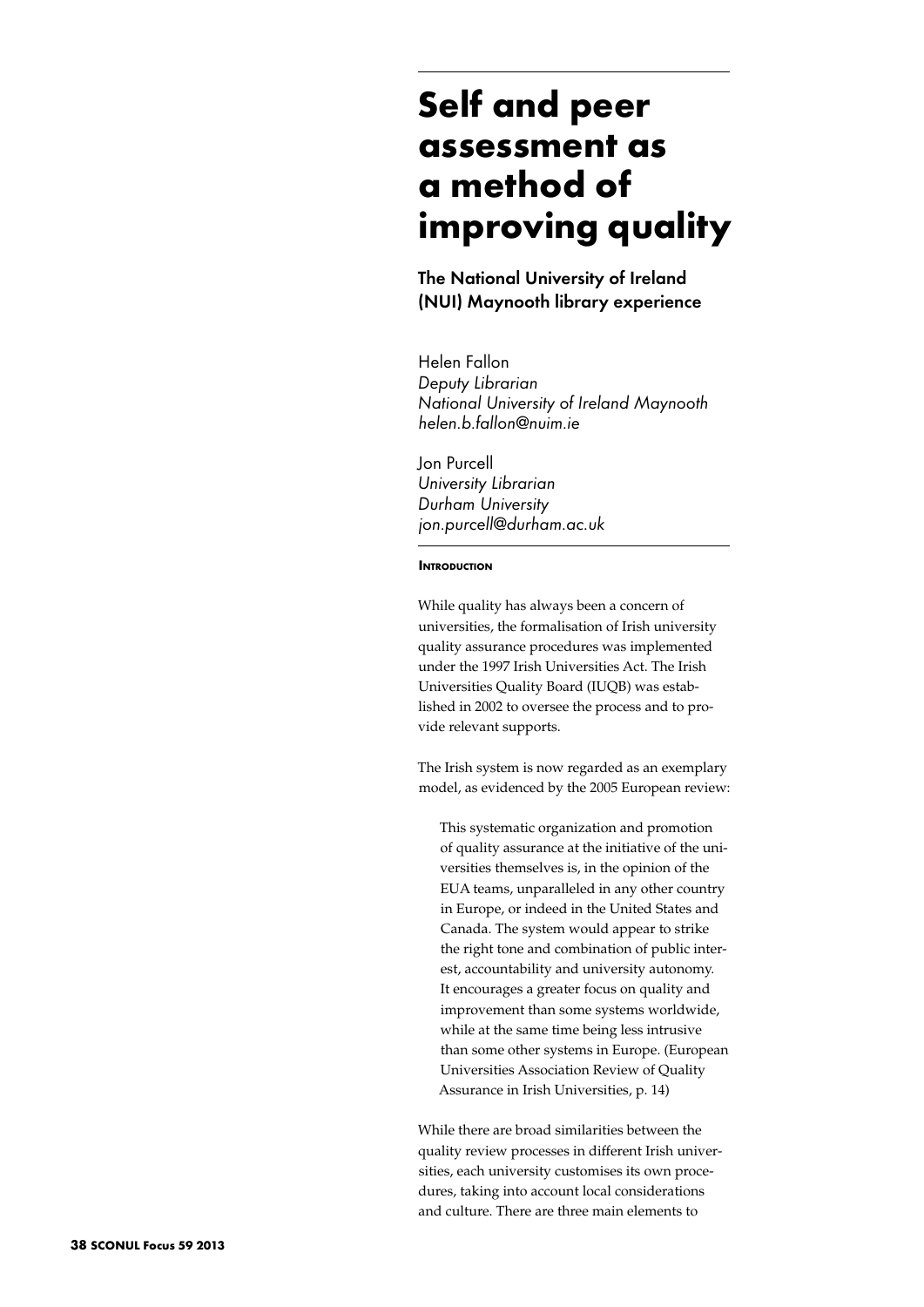# Self and peer assessment as a method of improving quality

## The National University of Ireland (NUI) Maynooth library experience

Helen Fallon
*Deputy Librarian*
*National University of Ireland Maynooth*
*helen.b.fallon@nuim.ie*

Jon Purcell
*University Librarian*
*Durham University*
*jon.purcell@durham.ac.uk*

### Introduction

While quality has always been a concern of universities, the formalisation of Irish university quality assurance procedures was implemented under the 1997 Irish Universities Act. The Irish Universities Quality Board (IUQB) was established in 2002 to oversee the process and to provide relevant supports.

The Irish system is now regarded as an exemplary model, as evidenced by the 2005 European review:

> This systematic organization and promotion of quality assurance at the initiative of the universities themselves is, in the opinion of the EUA teams, unparalleled in any other country in Europe, or indeed in the United States and Canada. The system would appear to strike the right tone and combination of public interest, accountability and university autonomy. It encourages a greater focus on quality and improvement than some systems worldwide, while at the same time being less intrusive than some other systems in Europe. (European Universities Association Review of Quality Assurance in Irish Universities, p. 14)

While there are broad similarities between the quality review processes in different Irish universities, each university customises its own procedures, taking into account local considerations and culture. There are three main elements to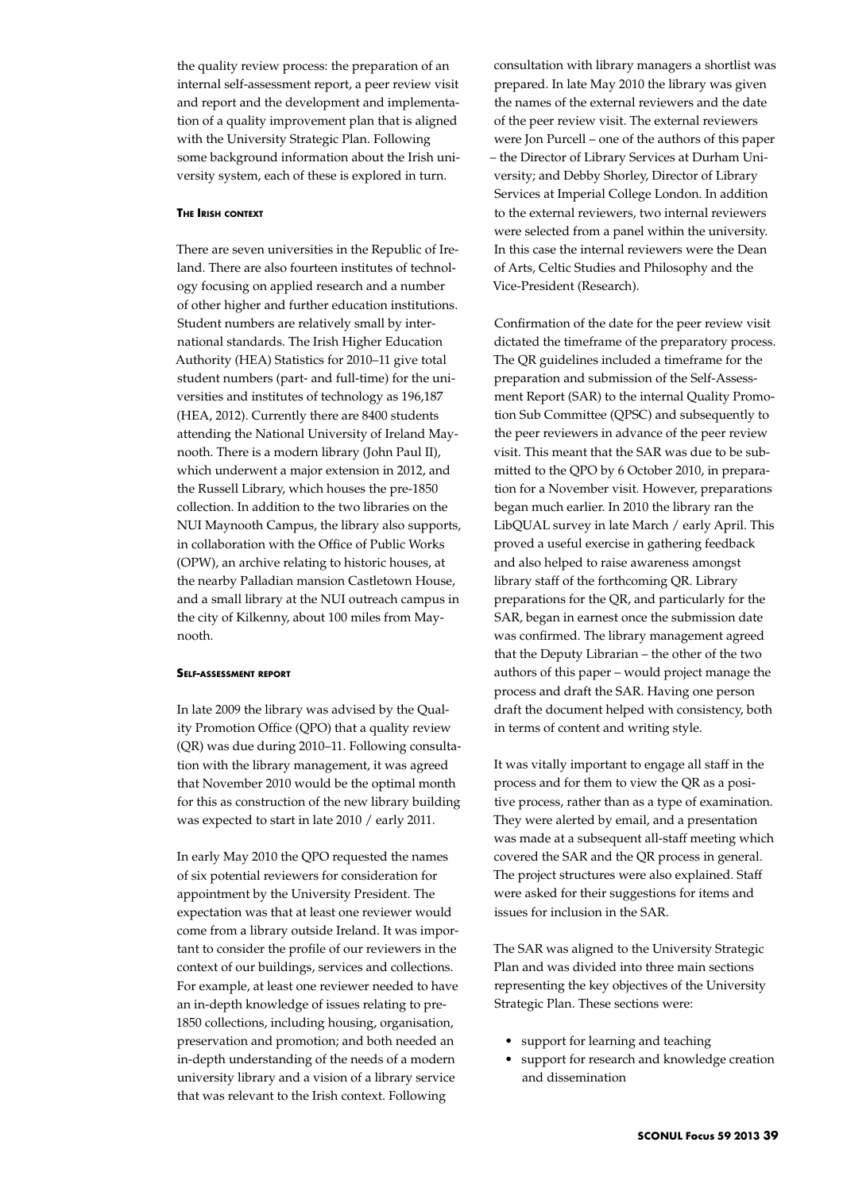the quality review process: the preparation of an internal self-assessment report, a peer review visit and report and the development and implementation of a quality improvement plan that is aligned with the University Strategic Plan. Following some background information about the Irish university system, each of these is explored in turn.

### The Irish context

There are seven universities in the Republic of Ireland. There are also fourteen institutes of technology focusing on applied research and a number of other higher and further education institutions. Student numbers are relatively small by international standards. The Irish Higher Education Authority (HEA) Statistics for 2010–11 give total student numbers (part- and full-time) for the universities and institutes of technology as 196,187 (HEA, 2012). Currently there are 8400 students attending the National University of Ireland Maynooth. There is a modern library (John Paul II), which underwent a major extension in 2012, and the Russell Library, which houses the pre-1850 collection. In addition to the two libraries on the NUI Maynooth Campus, the library also supports, in collaboration with the Office of Public Works (OPW), an archive relating to historic houses, at the nearby Palladian mansion Castletown House, and a small library at the NUI outreach campus in the city of Kilkenny, about 100 miles from Maynooth.

### Self-assessment report

In late 2009 the library was advised by the Quality Promotion Office (QPO) that a quality review (QR) was due during 2010–11. Following consultation with the library management, it was agreed that November 2010 would be the optimal month for this as construction of the new library building was expected to start in late 2010 / early 2011.

In early May 2010 the QPO requested the names of six potential reviewers for consideration for appointment by the University President. The expectation was that at least one reviewer would come from a library outside Ireland. It was important to consider the profile of our reviewers in the context of our buildings, services and collections. For example, at least one reviewer needed to have an in-depth knowledge of issues relating to pre-1850 collections, including housing, organisation, preservation and promotion; and both needed an in-depth understanding of the needs of a modern university library and a vision of a library service that was relevant to the Irish context. Following consultation with library managers a shortlist was prepared. In late May 2010 the library was given the names of the external reviewers and the date of the peer review visit. The external reviewers were Jon Purcell – one of the authors of this paper – the Director of Library Services at Durham University; and Debby Shorley, Director of Library Services at Imperial College London. In addition to the external reviewers, two internal reviewers were selected from a panel within the university. In this case the internal reviewers were the Dean of Arts, Celtic Studies and Philosophy and the Vice-President (Research).

Confirmation of the date for the peer review visit dictated the timeframe of the preparatory process. The QR guidelines included a timeframe for the preparation and submission of the Self-Assessment Report (SAR) to the internal Quality Promotion Sub Committee (QPSC) and subsequently to the peer reviewers in advance of the peer review visit. This meant that the SAR was due to be submitted to the QPO by 6 October 2010, in preparation for a November visit. However, preparations began much earlier. In 2010 the library ran the LibQUAL survey in late March / early April. This proved a useful exercise in gathering feedback and also helped to raise awareness amongst library staff of the forthcoming QR. Library preparations for the QR, and particularly for the SAR, began in earnest once the submission date was confirmed. The library management agreed that the Deputy Librarian – the other of the two authors of this paper – would project manage the process and draft the SAR. Having one person draft the document helped with consistency, both in terms of content and writing style.

It was vitally important to engage all staff in the process and for them to view the QR as a positive process, rather than as a type of examination. They were alerted by email, and a presentation was made at a subsequent all-staff meeting which covered the SAR and the QR process in general. The project structures were also explained. Staff were asked for their suggestions for items and issues for inclusion in the SAR.

The SAR was aligned to the University Strategic Plan and was divided into three main sections representing the key objectives of the University Strategic Plan. These sections were:

- support for learning and teaching
- support for research and knowledge creation and dissemination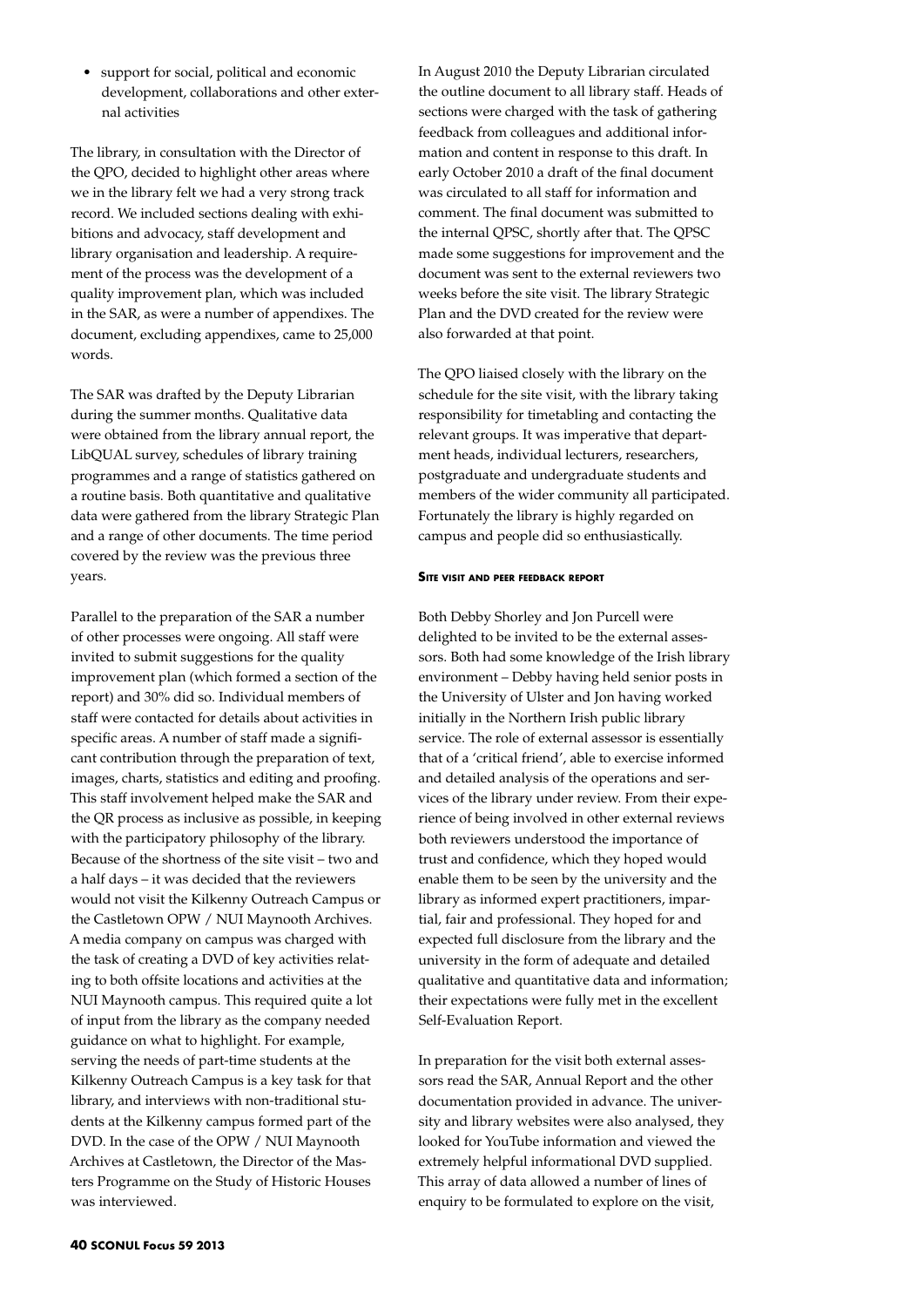- support for social, political and economic development, collaborations and other external activities

The library, in consultation with the Director of the QPO, decided to highlight other areas where we in the library felt we had a very strong track record. We included sections dealing with exhibitions and advocacy, staff development and library organisation and leadership. A requirement of the process was the development of a quality improvement plan, which was included in the SAR, as were a number of appendixes. The document, excluding appendixes, came to 25,000 words.

The SAR was drafted by the Deputy Librarian during the summer months. Qualitative data were obtained from the library annual report, the LibQUAL survey, schedules of library training programmes and a range of statistics gathered on a routine basis. Both quantitative and qualitative data were gathered from the library Strategic Plan and a range of other documents. The time period covered by the review was the previous three years.

Parallel to the preparation of the SAR a number of other processes were ongoing. All staff were invited to submit suggestions for the quality improvement plan (which formed a section of the report) and 30% did so. Individual members of staff were contacted for details about activities in specific areas. A number of staff made a significant contribution through the preparation of text, images, charts, statistics and editing and proofing. This staff involvement helped make the SAR and the QR process as inclusive as possible, in keeping with the participatory philosophy of the library. Because of the shortness of the site visit – two and a half days – it was decided that the reviewers would not visit the Kilkenny Outreach Campus or the Castletown OPW / NUI Maynooth Archives. A media company on campus was charged with the task of creating a DVD of key activities relating to both offsite locations and activities at the NUI Maynooth campus. This required quite a lot of input from the library as the company needed guidance on what to highlight. For example, serving the needs of part-time students at the Kilkenny Outreach Campus is a key task for that library, and interviews with non-traditional students at the Kilkenny campus formed part of the DVD. In the case of the OPW / NUI Maynooth Archives at Castletown, the Director of the Masters Programme on the Study of Historic Houses was interviewed.

In August 2010 the Deputy Librarian circulated the outline document to all library staff. Heads of sections were charged with the task of gathering feedback from colleagues and additional information and content in response to this draft. In early October 2010 a draft of the final document was circulated to all staff for information and comment. The final document was submitted to the internal QPSC, shortly after that. The QPSC made some suggestions for improvement and the document was sent to the external reviewers two weeks before the site visit. The library Strategic Plan and the DVD created for the review were also forwarded at that point.

The QPO liaised closely with the library on the schedule for the site visit, with the library taking responsibility for timetabling and contacting the relevant groups. It was imperative that department heads, individual lecturers, researchers, postgraduate and undergraduate students and members of the wider community all participated. Fortunately the library is highly regarded on campus and people did so enthusiastically.

#### Site visit and peer feedback report

Both Debby Shorley and Jon Purcell were delighted to be invited to be the external assessors. Both had some knowledge of the Irish library environment – Debby having held senior posts in the University of Ulster and Jon having worked initially in the Northern Irish public library service. The role of external assessor is essentially that of a 'critical friend', able to exercise informed and detailed analysis of the operations and services of the library under review. From their experience of being involved in other external reviews both reviewers understood the importance of trust and confidence, which they hoped would enable them to be seen by the university and the library as informed expert practitioners, impartial, fair and professional. They hoped for and expected full disclosure from the library and the university in the form of adequate and detailed qualitative and quantitative data and information; their expectations were fully met in the excellent Self-Evaluation Report.

In preparation for the visit both external assessors read the SAR, Annual Report and the other documentation provided in advance. The university and library websites were also analysed, they looked for YouTube information and viewed the extremely helpful informational DVD supplied. This array of data allowed a number of lines of enquiry to be formulated to explore on the visit,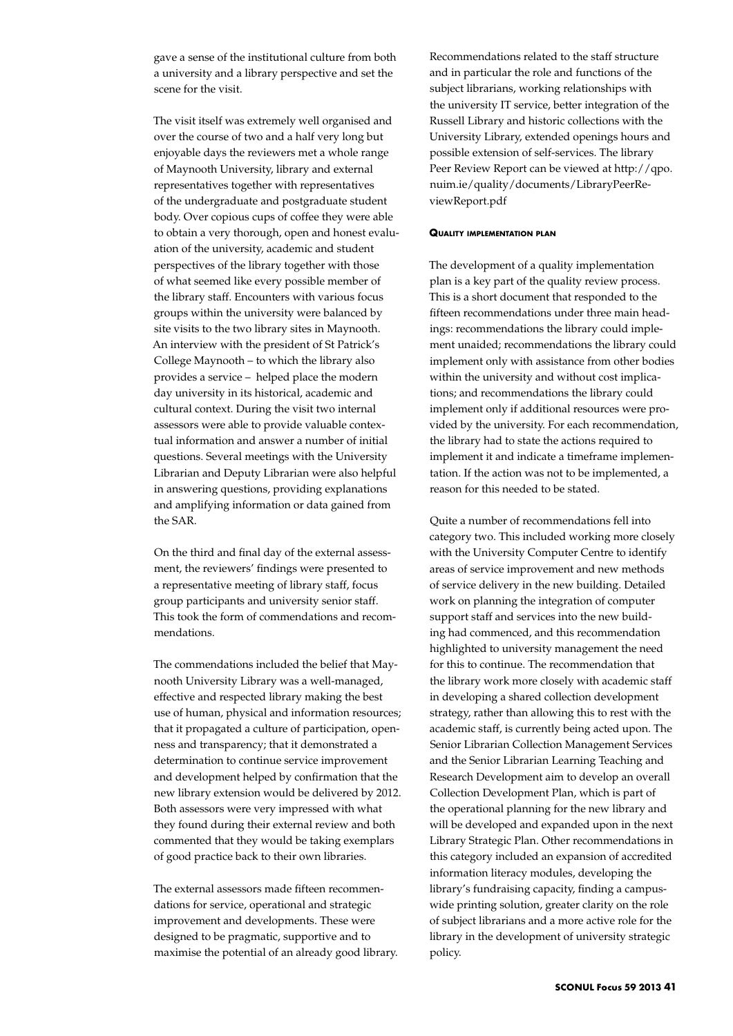gave a sense of the institutional culture from both a university and a library perspective and set the scene for the visit.

The visit itself was extremely well organised and over the course of two and a half very long but enjoyable days the reviewers met a whole range of Maynooth University, library and external representatives together with representatives of the undergraduate and postgraduate student body. Over copious cups of coffee they were able to obtain a very thorough, open and honest evaluation of the university, academic and student perspectives of the library together with those of what seemed like every possible member of the library staff. Encounters with various focus groups within the university were balanced by site visits to the two library sites in Maynooth. An interview with the president of St Patrick's College Maynooth – to which the library also provides a service – helped place the modern day university in its historical, academic and cultural context. During the visit two internal assessors were able to provide valuable contextual information and answer a number of initial questions. Several meetings with the University Librarian and Deputy Librarian were also helpful in answering questions, providing explanations and amplifying information or data gained from the SAR.

On the third and final day of the external assessment, the reviewers' findings were presented to a representative meeting of library staff, focus group participants and university senior staff. This took the form of commendations and recommendations.

The commendations included the belief that Maynooth University Library was a well-managed, effective and respected library making the best use of human, physical and information resources; that it propagated a culture of participation, openness and transparency; that it demonstrated a determination to continue service improvement and development helped by confirmation that the new library extension would be delivered by 2012. Both assessors were very impressed with what they found during their external review and both commented that they would be taking exemplars of good practice back to their own libraries.

The external assessors made fifteen recommendations for service, operational and strategic improvement and developments. These were designed to be pragmatic, supportive and to maximise the potential of an already good library. Recommendations related to the staff structure and in particular the role and functions of the subject librarians, working relationships with the university IT service, better integration of the Russell Library and historic collections with the University Library, extended openings hours and possible extension of self-services. The library Peer Review Report can be viewed at http://qpo.nuim.ie/quality/documents/LibraryPeerReviewReport.pdf

#### Quality implementation plan

The development of a quality implementation plan is a key part of the quality review process. This is a short document that responded to the fifteen recommendations under three main headings: recommendations the library could implement unaided; recommendations the library could implement only with assistance from other bodies within the university and without cost implications; and recommendations the library could implement only if additional resources were provided by the university. For each recommendation, the library had to state the actions required to implement it and indicate a timeframe implementation. If the action was not to be implemented, a reason for this needed to be stated.

Quite a number of recommendations fell into category two. This included working more closely with the University Computer Centre to identify areas of service improvement and new methods of service delivery in the new building. Detailed work on planning the integration of computer support staff and services into the new building had commenced, and this recommendation highlighted to university management the need for this to continue. The recommendation that the library work more closely with academic staff in developing a shared collection development strategy, rather than allowing this to rest with the academic staff, is currently being acted upon. The Senior Librarian Collection Management Services and the Senior Librarian Learning Teaching and Research Development aim to develop an overall Collection Development Plan, which is part of the operational planning for the new library and will be developed and expanded upon in the next Library Strategic Plan. Other recommendations in this category included an expansion of accredited information literacy modules, developing the library's fundraising capacity, finding a campus-wide printing solution, greater clarity on the role of subject librarians and a more active role for the library in the development of university strategic policy.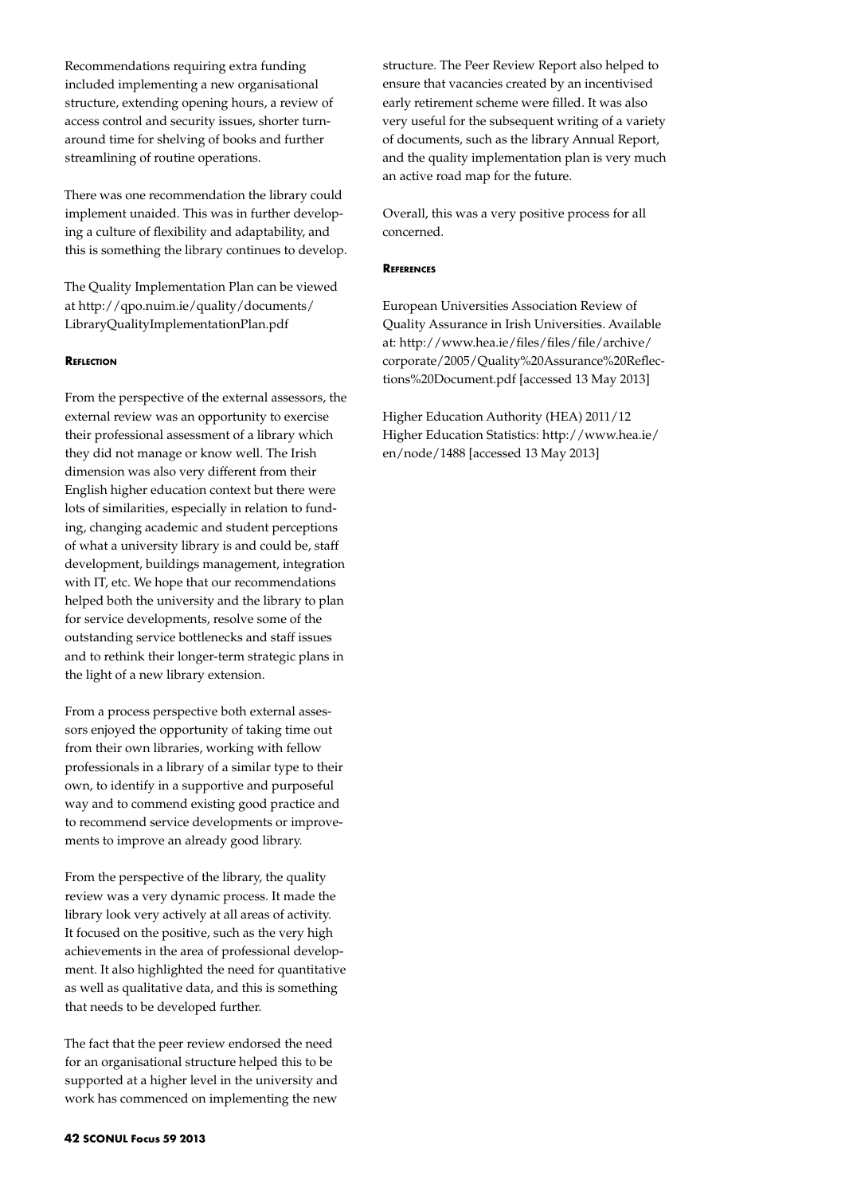Recommendations requiring extra funding included implementing a new organisational structure, extending opening hours, a review of access control and security issues, shorter turn-around time for shelving of books and further streamlining of routine operations.

There was one recommendation the library could implement unaided. This was in further developing a culture of flexibility and adaptability, and this is something the library continues to develop.

The Quality Implementation Plan can be viewed at http://qpo.nuim.ie/quality/documents/LibraryQualityImplementationPlan.pdf

## Reflection

From the perspective of the external assessors, the external review was an opportunity to exercise their professional assessment of a library which they did not manage or know well. The Irish dimension was also very different from their English higher education context but there were lots of similarities, especially in relation to funding, changing academic and student perceptions of what a university library is and could be, staff development, buildings management, integration with IT, etc. We hope that our recommendations helped both the university and the library to plan for service developments, resolve some of the outstanding service bottlenecks and staff issues and to rethink their longer-term strategic plans in the light of a new library extension.

From a process perspective both external assessors enjoyed the opportunity of taking time out from their own libraries, working with fellow professionals in a library of a similar type to their own, to identify in a supportive and purposeful way and to commend existing good practice and to recommend service developments or improvements to improve an already good library.

From the perspective of the library, the quality review was a very dynamic process. It made the library look very actively at all areas of activity. It focused on the positive, such as the very high achievements in the area of professional development. It also highlighted the need for quantitative as well as qualitative data, and this is something that needs to be developed further.

The fact that the peer review endorsed the need for an organisational structure helped this to be supported at a higher level in the university and work has commenced on implementing the new structure. The Peer Review Report also helped to ensure that vacancies created by an incentivised early retirement scheme were filled. It was also very useful for the subsequent writing of a variety of documents, such as the library Annual Report, and the quality implementation plan is very much an active road map for the future.

Overall, this was a very positive process for all concerned.

## References

European Universities Association Review of Quality Assurance in Irish Universities. Available at: http://www.hea.ie/files/files/file/archive/corporate/2005/Quality%20Assurance%20Reflections%20Document.pdf [accessed 13 May 2013]

Higher Education Authority (HEA) 2011/12 Higher Education Statistics: http://www.hea.ie/en/node/1488 [accessed 13 May 2013]